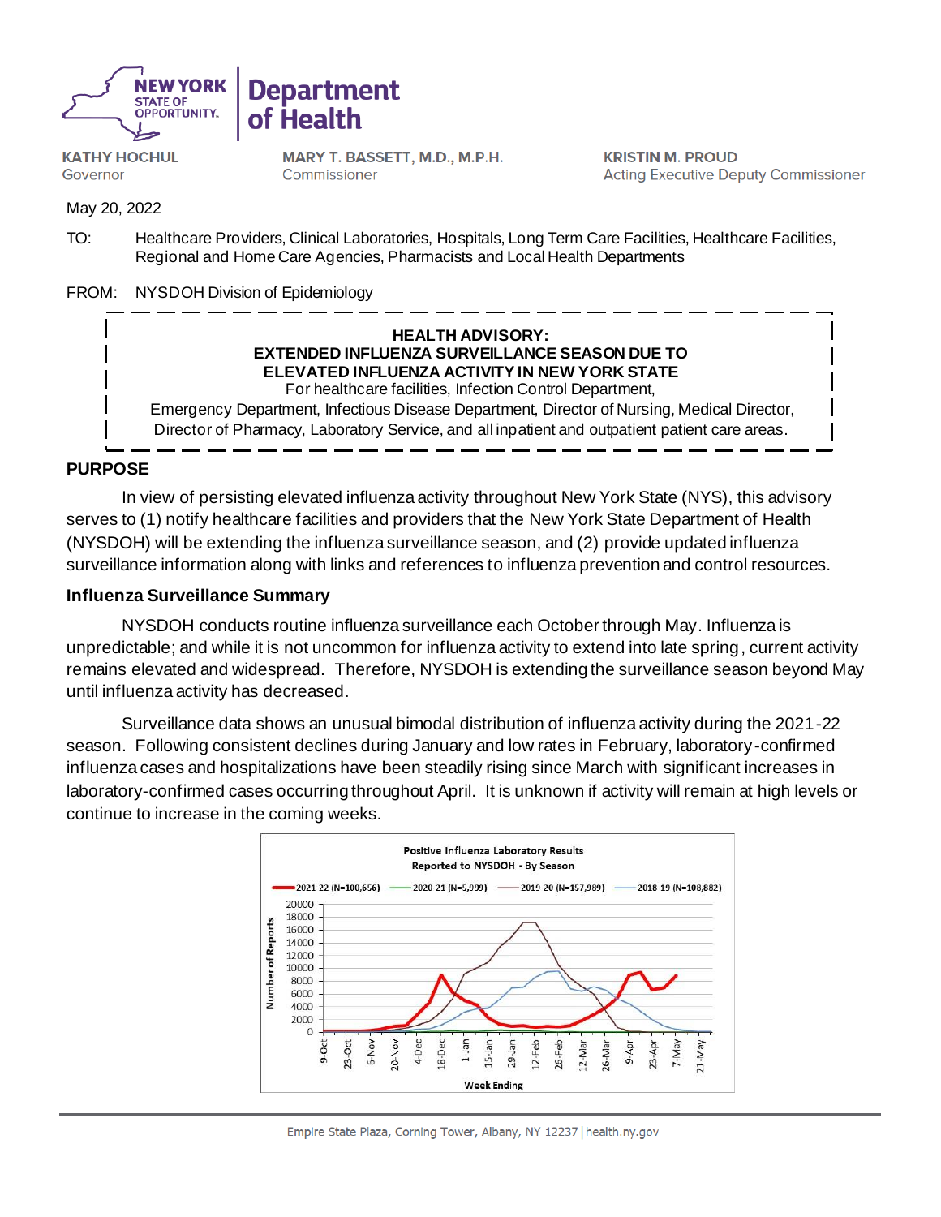NEW YORK STATE OF OPPORTUNITY. | Department of Health

**KATHY HOCHUL**
Governor

**MARY T. BASSETT, M.D., M.P.H.**
Commissioner

**KRISTIN M. PROUD**
Acting Executive Deputy Commissioner

May 20, 2022

TO: Healthcare Providers, Clinical Laboratories, Hospitals, Long Term Care Facilities, Healthcare Facilities, Regional and Home Care Agencies, Pharmacists and Local Health Departments

FROM: NYSDOH Division of Epidemiology

**HEALTH ADVISORY:**
**EXTENDED INFLUENZA SURVEILLANCE SEASON DUE TO ELEVATED INFLUENZA ACTIVITY IN NEW YORK STATE**

For healthcare facilities, Infection Control Department, Emergency Department, Infectious Disease Department, Director of Nursing, Medical Director, Director of Pharmacy, Laboratory Service, and all inpatient and outpatient patient care areas.

## PURPOSE

In view of persisting elevated influenza activity throughout New York State (NYS), this advisory serves to (1) notify healthcare facilities and providers that the New York State Department of Health (NYSDOH) will be extending the influenza surveillance season, and (2) provide updated influenza surveillance information along with links and references to influenza prevention and control resources.

### Influenza Surveillance Summary

NYSDOH conducts routine influenza surveillance each October through May. Influenza is unpredictable; and while it is not uncommon for influenza activity to extend into late spring, current activity remains elevated and widespread. Therefore, NYSDOH is extending the surveillance season beyond May until influenza activity has decreased.

Surveillance data shows an unusual bimodal distribution of influenza activity during the 2021-22 season. Following consistent declines during January and low rates in February, laboratory-confirmed influenza cases and hospitalizations have been steadily rising since March with significant increases in laboratory-confirmed cases occurring throughout April. It is unknown if activity will remain at high levels or continue to increase in the coming weeks.

**Positive Influenza Laboratory Results Reported to NYSDOH - By Season**

Legend: 2021-22 (N=100,656); 2020-21 (N=5,999); 2019-20 (N=157,989); 2018-19 (N=108,882)

Y-axis: Number of Reports (0–20000)

X-axis: Week Ending (9-Oct, 23-Oct, 6-Nov, 20-Nov, 4-Dec, 18-Dec, 1-Jan, 15-Jan, 29-Jan, 12-Feb, 26-Feb, 12-Mar, 26-Mar, 9-Apr, 23-Apr, 7-May, 21-May)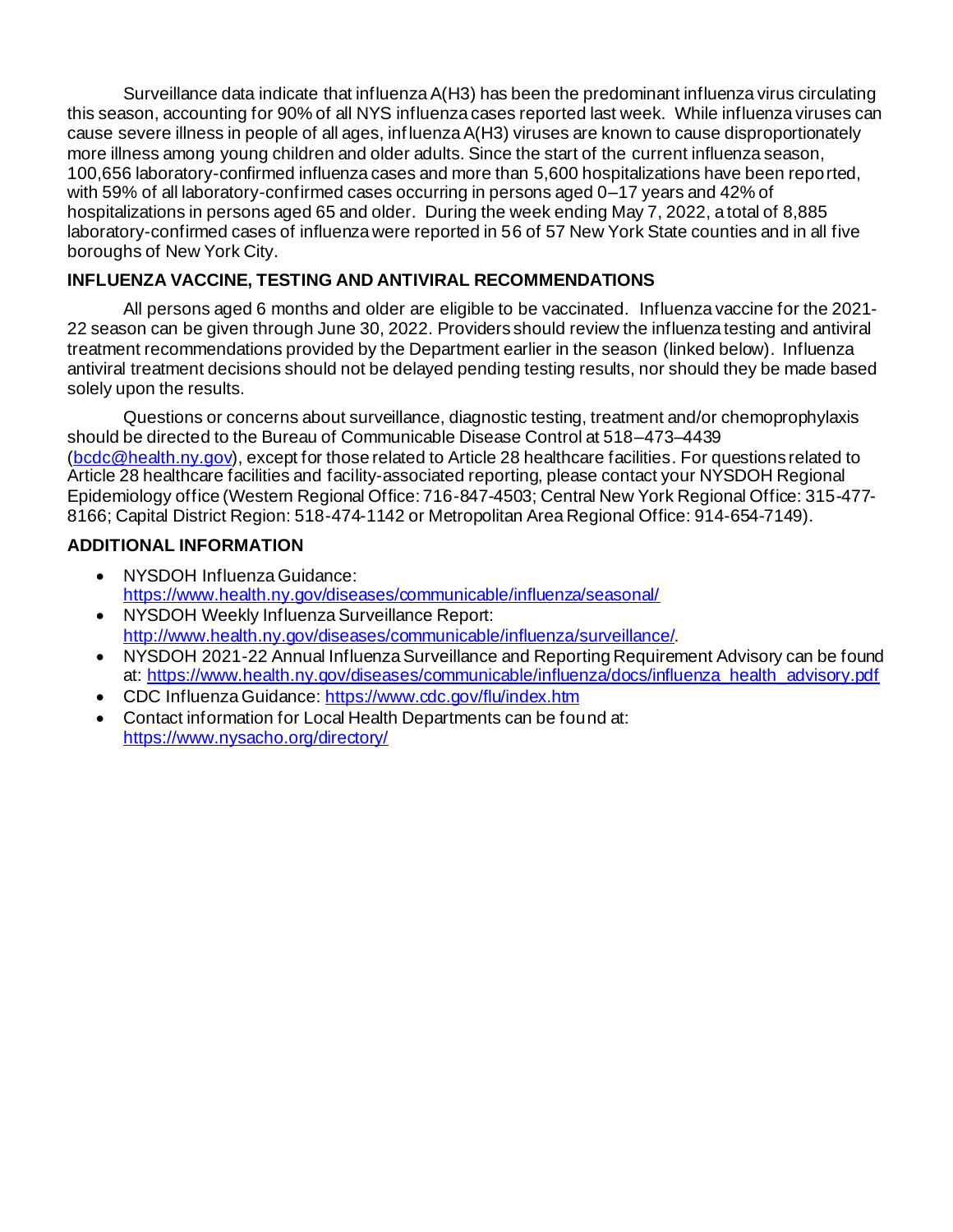Surveillance data indicate that influenza A(H3) has been the predominant influenza virus circulating this season, accounting for 90% of all NYS influenza cases reported last week. While influenza viruses can cause severe illness in people of all ages, influenza A(H3) viruses are known to cause disproportionately more illness among young children and older adults. Since the start of the current influenza season, 100,656 laboratory-confirmed influenza cases and more than 5,600 hospitalizations have been reported, with 59% of all laboratory-confirmed cases occurring in persons aged 0–17 years and 42% of hospitalizations in persons aged 65 and older. During the week ending May 7, 2022, a total of 8,885 laboratory-confirmed cases of influenza were reported in 56 of 57 New York State counties and in all five boroughs of New York City.

## INFLUENZA VACCINE, TESTING AND ANTIVIRAL RECOMMENDATIONS

All persons aged 6 months and older are eligible to be vaccinated. Influenza vaccine for the 2021-22 season can be given through June 30, 2022. Providers should review the influenza testing and antiviral treatment recommendations provided by the Department earlier in the season (linked below). Influenza antiviral treatment decisions should not be delayed pending testing results, nor should they be made based solely upon the results.

Questions or concerns about surveillance, diagnostic testing, treatment and/or chemoprophylaxis should be directed to the Bureau of Communicable Disease Control at 518–473–4439 (bcdc@health.ny.gov), except for those related to Article 28 healthcare facilities. For questions related to Article 28 healthcare facilities and facility-associated reporting, please contact your NYSDOH Regional Epidemiology office (Western Regional Office: 716-847-4503; Central New York Regional Office: 315-477-8166; Capital District Region: 518-474-1142 or Metropolitan Area Regional Office: 914-654-7149).

## ADDITIONAL INFORMATION

- NYSDOH Influenza Guidance: https://www.health.ny.gov/diseases/communicable/influenza/seasonal/
- NYSDOH Weekly Influenza Surveillance Report: http://www.health.ny.gov/diseases/communicable/influenza/surveillance/.
- NYSDOH 2021-22 Annual Influenza Surveillance and Reporting Requirement Advisory can be found at: https://www.health.ny.gov/diseases/communicable/influenza/docs/influenza_health_advisory.pdf
- CDC Influenza Guidance: https://www.cdc.gov/flu/index.htm
- Contact information for Local Health Departments can be found at: https://www.nysacho.org/directory/